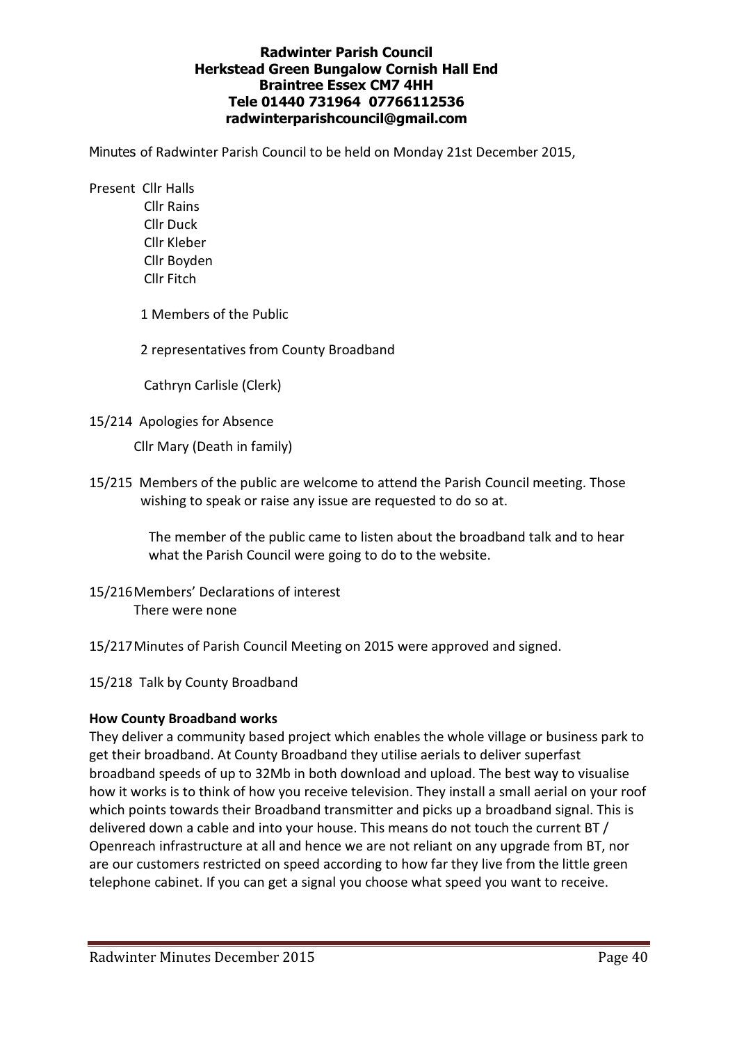**Radwinter Parish Council**
**Herkstead Green Bungalow Cornish Hall End**
**Braintree Essex CM7 4HH**
**Tele 01440 731964 07766112536**
**radwinterparishcouncil@gmail.com**

Minutes of Radwinter Parish Council to be held on Monday 21st December 2015,

Present Cllr Halls
Cllr Rains
Cllr Duck
Cllr Kleber
Cllr Boyden
Cllr Fitch

1 Members of the Public

2 representatives from County Broadband

Cathryn Carlisle (Clerk)

15/214 Apologies for Absence

Cllr Mary (Death in family)

15/215 Members of the public are welcome to attend the Parish Council meeting. Those wishing to speak or raise any issue are requested to do so at.

The member of the public came to listen about the broadband talk and to hear what the Parish Council were going to do to the website.

15/216 Members' Declarations of interest
There were none

15/217 Minutes of Parish Council Meeting on 2015 were approved and signed.

15/218 Talk by County Broadband

**How County Broadband works**

They deliver a community based project which enables the whole village or business park to get their broadband. At County Broadband they utilise aerials to deliver superfast broadband speeds of up to 32Mb in both download and upload. The best way to visualise how it works is to think of how you receive television. They install a small aerial on your roof which points towards their Broadband transmitter and picks up a broadband signal. This is delivered down a cable and into your house. This means do not touch the current BT / Openreach infrastructure at all and hence we are not reliant on any upgrade from BT, nor are our customers restricted on speed according to how far they live from the little green telephone cabinet. If you can get a signal you choose what speed you want to receive.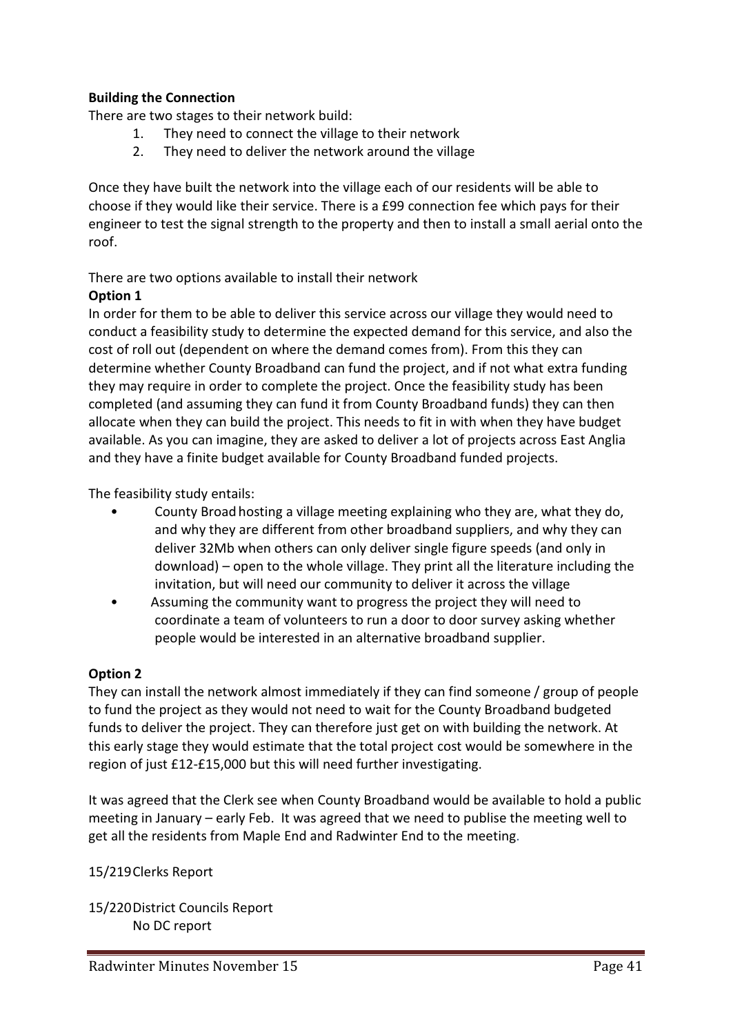**Building the Connection**

There are two stages to their network build:

1. They need to connect the village to their network
2. They need to deliver the network around the village

Once they have built the network into the village each of our residents will be able to choose if they would like their service. There is a £99 connection fee which pays for their engineer to test the signal strength to the property and then to install a small aerial onto the roof.

There are two options available to install their network

**Option 1**

In order for them to be able to deliver this service across our village they would need to conduct a feasibility study to determine the expected demand for this service, and also the cost of roll out (dependent on where the demand comes from). From this they can determine whether County Broadband can fund the project, and if not what extra funding they may require in order to complete the project. Once the feasibility study has been completed (and assuming they can fund it from County Broadband funds) they can then allocate when they can build the project. This needs to fit in with when they have budget available. As you can imagine, they are asked to deliver a lot of projects across East Anglia and they have a finite budget available for County Broadband funded projects.

The feasibility study entails:

- County Broad hosting a village meeting explaining who they are, what they do, and why they are different from other broadband suppliers, and why they can deliver 32Mb when others can only deliver single figure speeds (and only in download) – open to the whole village. They print all the literature including the invitation, but will need our community to deliver it across the village
- Assuming the community want to progress the project they will need to coordinate a team of volunteers to run a door to door survey asking whether people would be interested in an alternative broadband supplier.

**Option 2**

They can install the network almost immediately if they can find someone / group of people to fund the project as they would not need to wait for the County Broadband budgeted funds to deliver the project. They can therefore just get on with building the network. At this early stage they would estimate that the total project cost would be somewhere in the region of just £12-£15,000 but this will need further investigating.

It was agreed that the Clerk see when County Broadband would be available to hold a public meeting in January – early Feb. It was agreed that we need to publise the meeting well to get all the residents from Maple End and Radwinter End to the meeting.

15/219 Clerks Report

15/220 District Councils Report

No DC report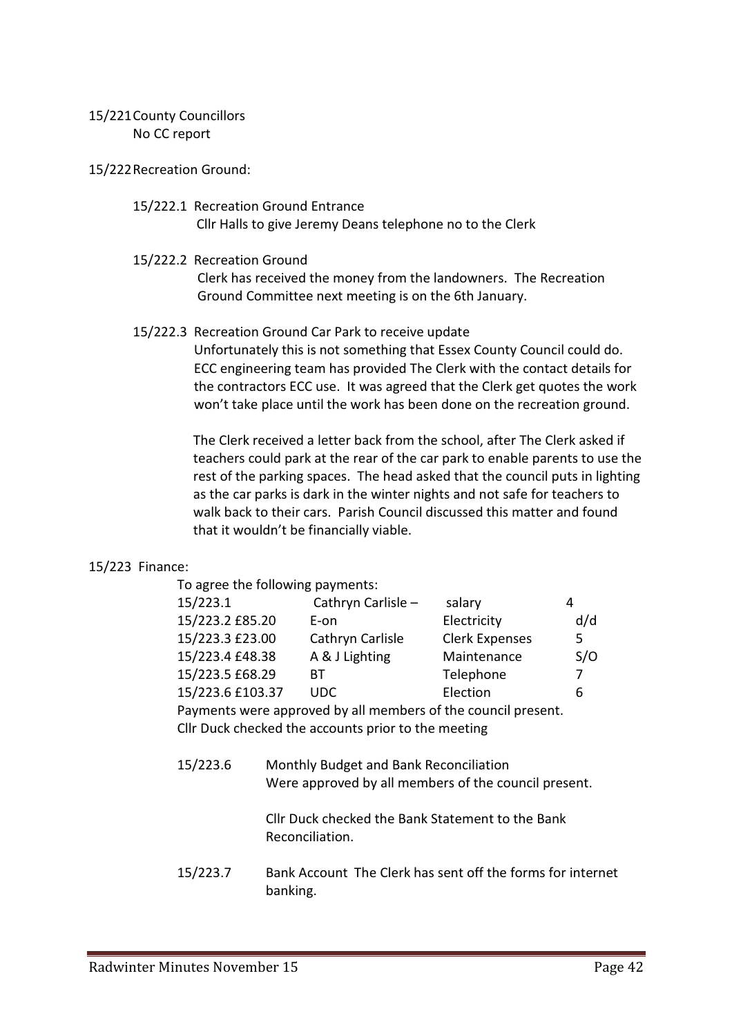15/221 County Councillors

No CC report

15/222 Recreation Ground:

15/222.1 Recreation Ground Entrance

Cllr Halls to give Jeremy Deans telephone no to the Clerk

15/222.2 Recreation Ground

Clerk has received the money from the landowners. The Recreation Ground Committee next meeting is on the 6th January.

15/222.3 Recreation Ground Car Park to receive update

Unfortunately this is not something that Essex County Council could do. ECC engineering team has provided The Clerk with the contact details for the contractors ECC use. It was agreed that the Clerk get quotes the work won't take place until the work has been done on the recreation ground.

The Clerk received a letter back from the school, after The Clerk asked if teachers could park at the rear of the car park to enable parents to use the rest of the parking spaces. The head asked that the council puts in lighting as the car parks is dark in the winter nights and not safe for teachers to walk back to their cars. Parish Council discussed this matter and found that it wouldn't be financially viable.

15/223 Finance:

To agree the following payments:

| | | | |
|---|---|---|---|
| 15/223.1 | Cathryn Carlisle – | salary | 4 |
| 15/223.2 £85.20 | E-on | Electricity | d/d |
| 15/223.3 £23.00 | Cathryn Carlisle | Clerk Expenses | 5 |
| 15/223.4 £48.38 | A & J Lighting | Maintenance | S/O |
| 15/223.5 £68.29 | BT | Telephone | 7 |
| 15/223.6 £103.37 | UDC | Election | 6 |

Payments were approved by all members of the council present.
Cllr Duck checked the accounts prior to the meeting

15/223.6 Monthly Budget and Bank Reconciliation
Were approved by all members of the council present.

Cllr Duck checked the Bank Statement to the Bank Reconciliation.

15/223.7 Bank Account The Clerk has sent off the forms for internet banking.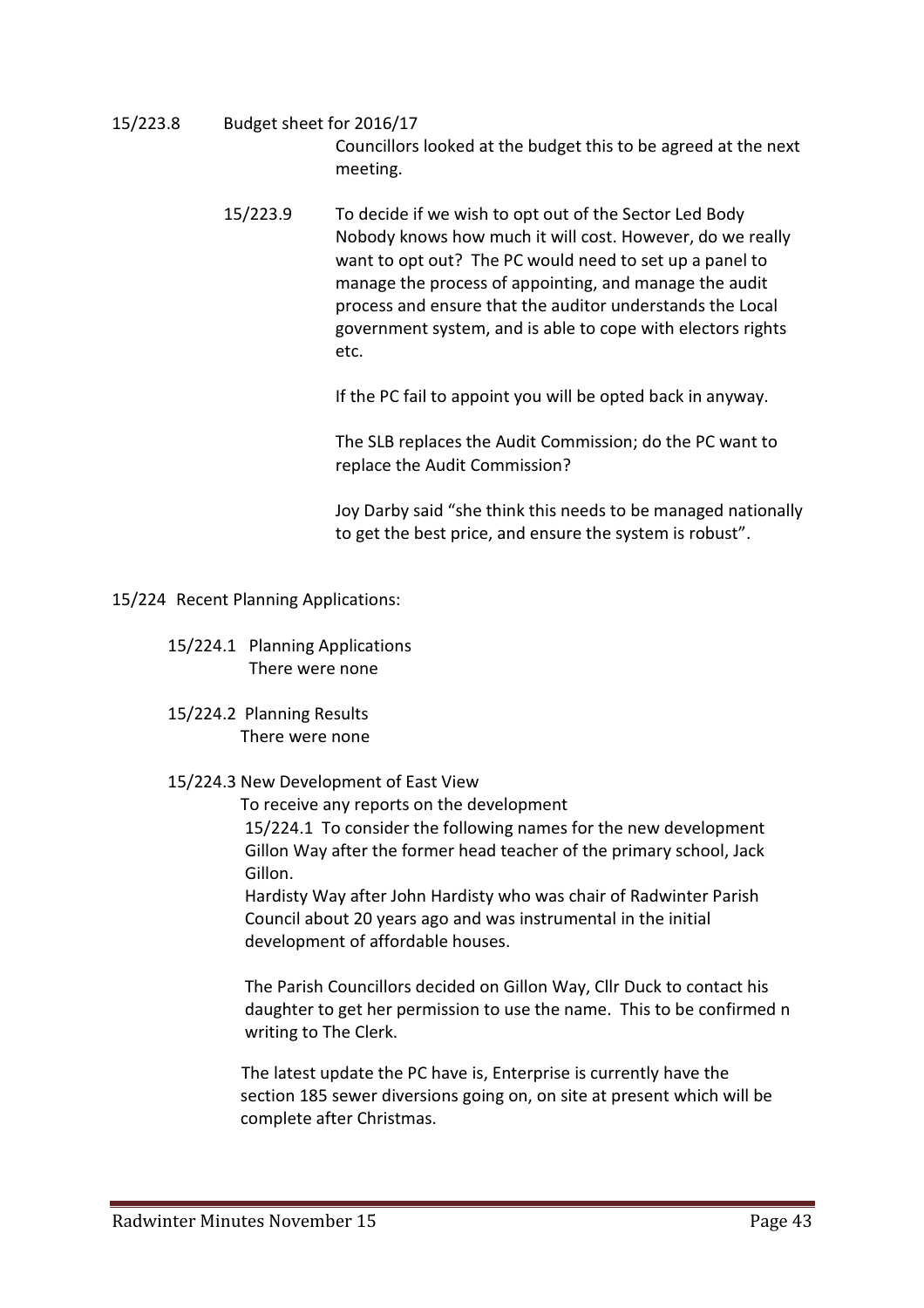15/223.8 Budget sheet for 2016/17

Councillors looked at the budget this to be agreed at the next meeting.

15/223.9 To decide if we wish to opt out of the Sector Led Body

Nobody knows how much it will cost. However, do we really want to opt out? The PC would need to set up a panel to manage the process of appointing, and manage the audit process and ensure that the auditor understands the Local government system, and is able to cope with electors rights etc.

If the PC fail to appoint you will be opted back in anyway.

The SLB replaces the Audit Commission; do the PC want to replace the Audit Commission?

Joy Darby said "she think this needs to be managed nationally to get the best price, and ensure the system is robust".

15/224 Recent Planning Applications:

15/224.1 Planning Applications

There were none

15/224.2 Planning Results

There were none

15/224.3 New Development of East View

To receive any reports on the development

15/224.1 To consider the following names for the new development Gillon Way after the former head teacher of the primary school, Jack Gillon.

Hardisty Way after John Hardisty who was chair of Radwinter Parish Council about 20 years ago and was instrumental in the initial development of affordable houses.

The Parish Councillors decided on Gillon Way, Cllr Duck to contact his daughter to get her permission to use the name. This to be confirmed n writing to The Clerk.

The latest update the PC have is, Enterprise is currently have the section 185 sewer diversions going on, on site at present which will be complete after Christmas.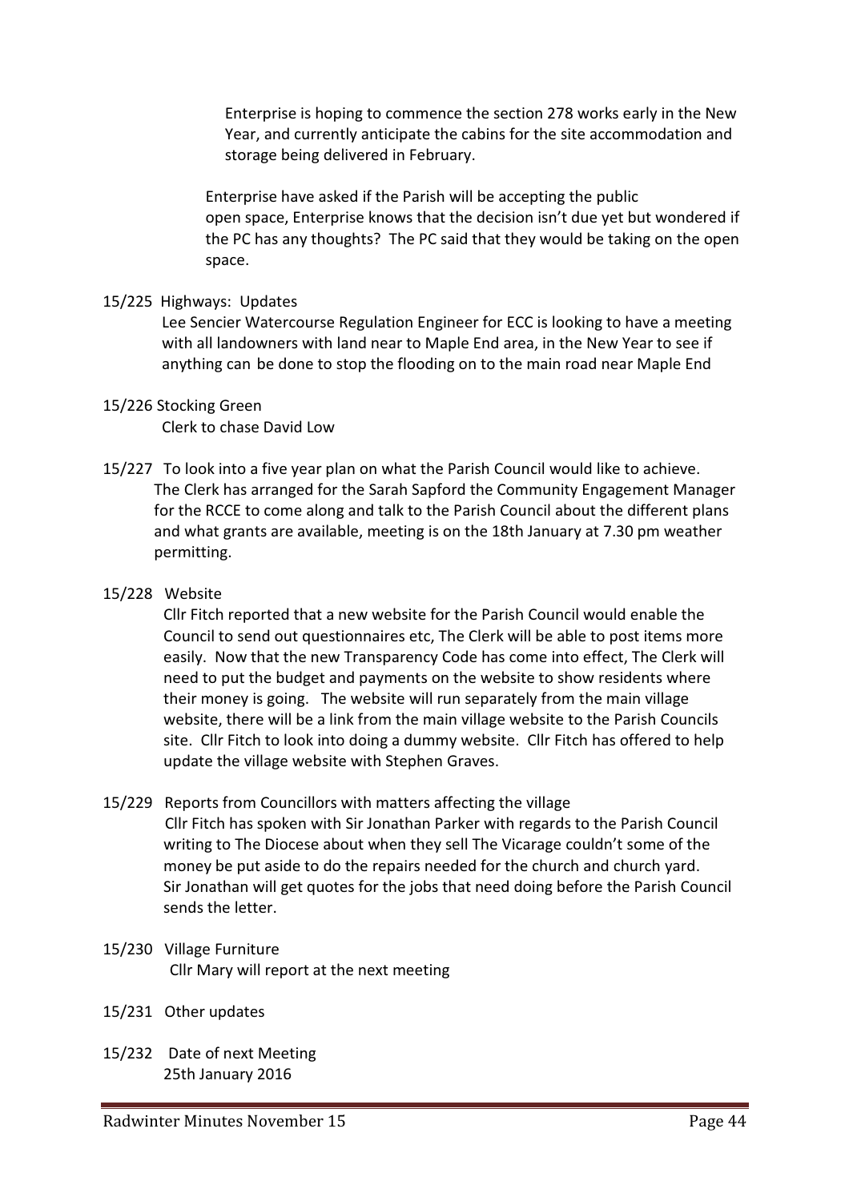Enterprise is hoping to commence the section 278 works early in the New Year, and currently anticipate the cabins for the site accommodation and storage being delivered in February.

Enterprise have asked if the Parish will be accepting the public open space, Enterprise knows that the decision isn't due yet but wondered if the PC has any thoughts? The PC said that they would be taking on the open space.

15/225 Highways: Updates

Lee Sencier Watercourse Regulation Engineer for ECC is looking to have a meeting with all landowners with land near to Maple End area, in the New Year to see if anything can be done to stop the flooding on to the main road near Maple End

15/226 Stocking Green

Clerk to chase David Low

15/227 To look into a five year plan on what the Parish Council would like to achieve.

The Clerk has arranged for the Sarah Sapford the Community Engagement Manager for the RCCE to come along and talk to the Parish Council about the different plans and what grants are available, meeting is on the 18th January at 7.30 pm weather permitting.

15/228 Website

Cllr Fitch reported that a new website for the Parish Council would enable the Council to send out questionnaires etc, The Clerk will be able to post items more easily. Now that the new Transparency Code has come into effect, The Clerk will need to put the budget and payments on the website to show residents where their money is going. The website will run separately from the main village website, there will be a link from the main village website to the Parish Councils site. Cllr Fitch to look into doing a dummy website. Cllr Fitch has offered to help update the village website with Stephen Graves.

15/229 Reports from Councillors with matters affecting the village

Cllr Fitch has spoken with Sir Jonathan Parker with regards to the Parish Council writing to The Diocese about when they sell The Vicarage couldn't some of the money be put aside to do the repairs needed for the church and church yard. Sir Jonathan will get quotes for the jobs that need doing before the Parish Council sends the letter.

15/230 Village Furniture

Cllr Mary will report at the next meeting

15/231 Other updates

15/232 Date of next Meeting

25th January 2016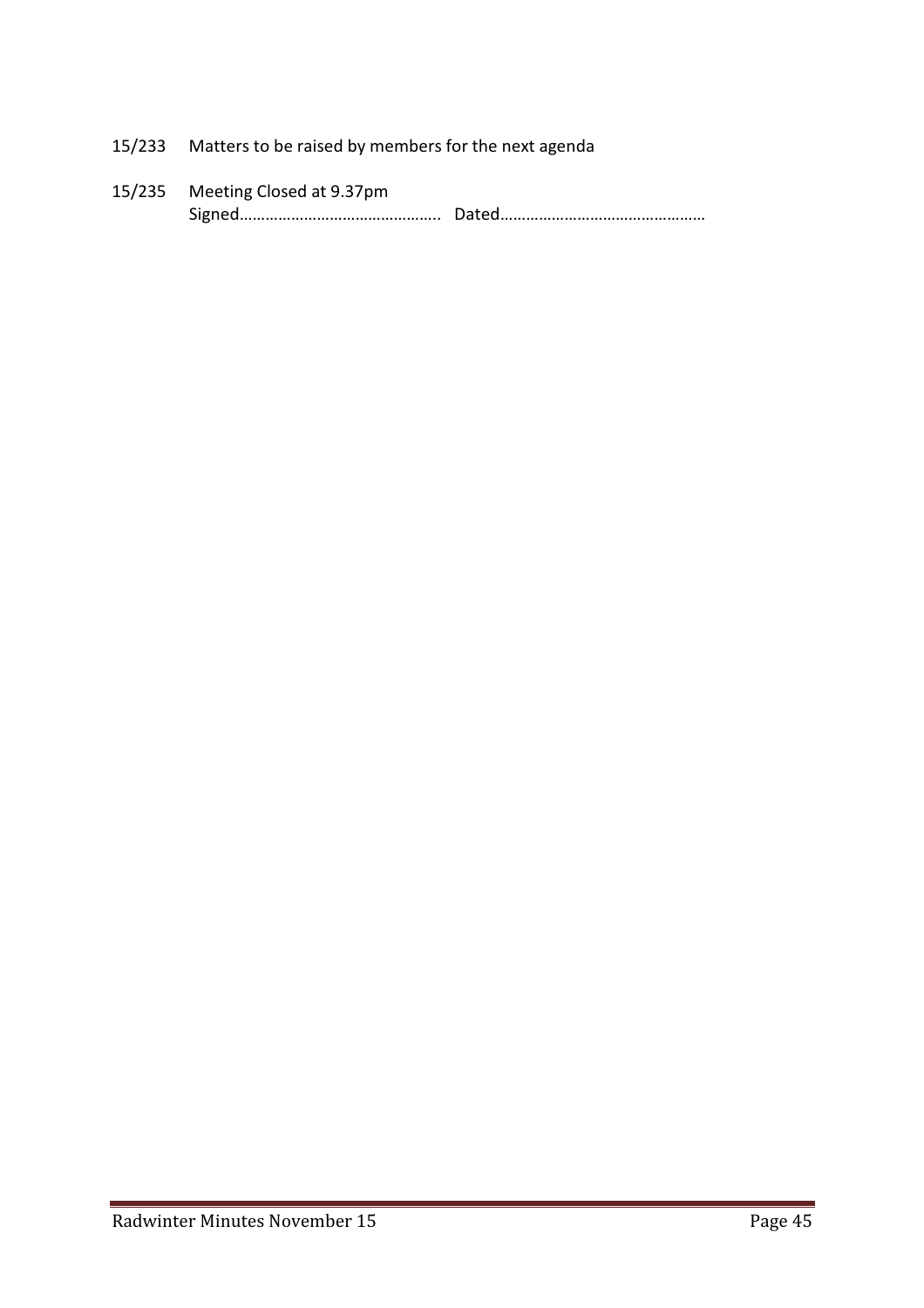15/233 Matters to be raised by members for the next agenda

15/235 Meeting Closed at 9.37pm

Signed……………………………………….. Dated…………………………………………